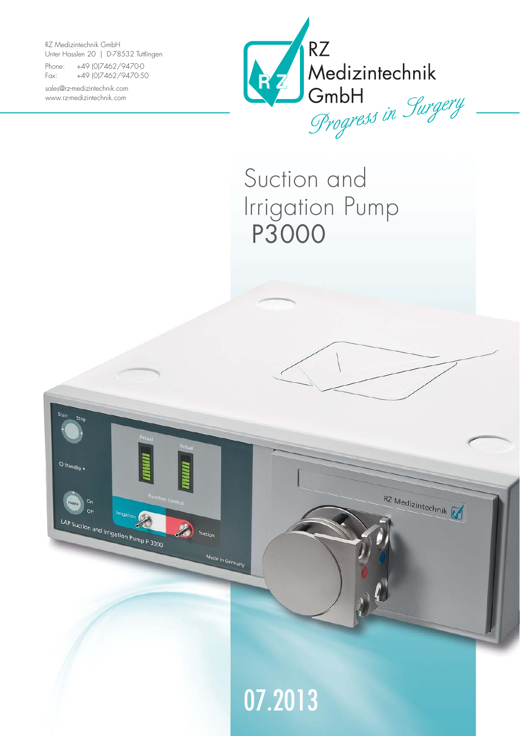RZ Medizintechnik GmbH
Unter Hasslen 20 | D-78532 Tuttlingen

Phone: +49 (0)7462/9470-0
Fax: +49 (0)7462/9470-50

sales@rz-medizintechnik.com
www.rz-medizintechnik.com

RZ Medizintechnik GmbH
*Progress in Surgery*

# Suction and Irrigation Pump P3000

07.2013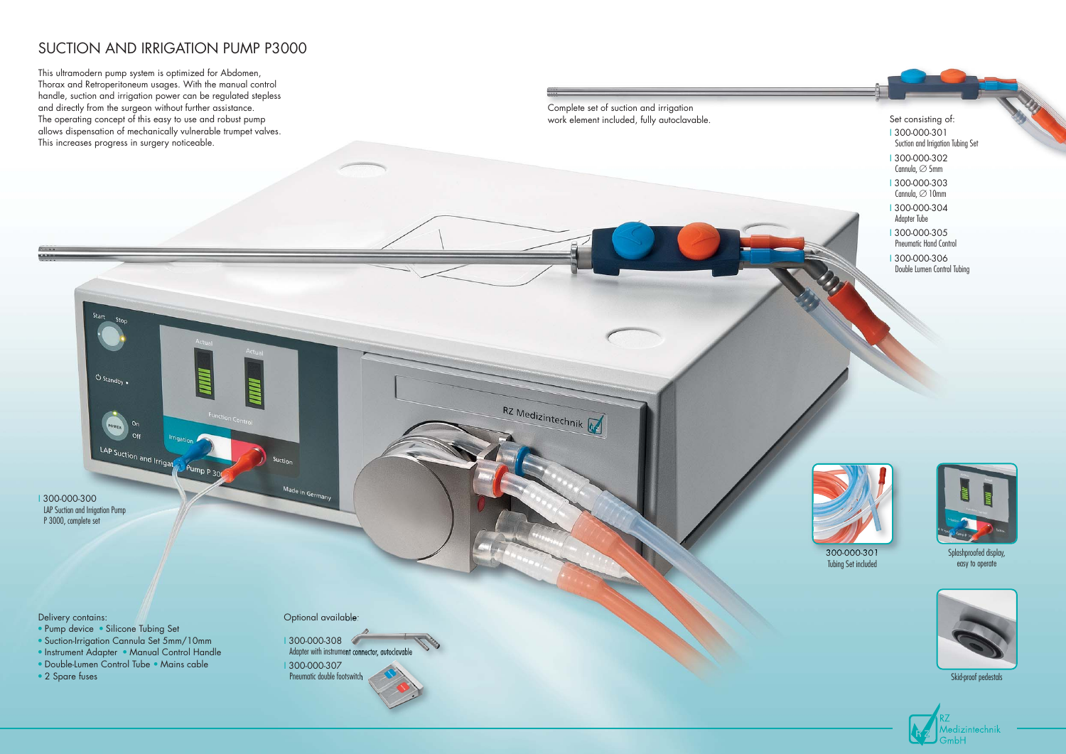# SUCTION AND IRRIGATION PUMP P3000

This ultramodern pump system is optimized for Abdomen, Thorax and Retroperitoneum usages. With the manual control handle, suction and irrigation power can be regulated stepless and directly from the surgeon without further assistance. The operating concept of this easy to use and robust pump allows dispensation of mechanically vulnerable trumpet valves. This increases progress in surgery noticeable.

Complete set of suction and irrigation work element included, fully autoclavable.

Set consisting of:

- 300-000-301 Suction and Irrigation Tubing Set
- 300-000-302 Cannula, ∅ 5mm
- 300-000-303 Cannula, ∅ 10mm
- 300-000-304 Adapter Tube
- 300-000-305 Pneumatic Hand Control
- 300-000-306 Double Lumen Control Tubing

300-000-300 LAP Suction and Irrigation Pump P 3000, complete set

300-000-301 Tubing Set included

Splashproofed display, easy to operate

Skid-proof pedestals

Delivery contains:

- Pump device
- Silicone Tubing Set
- Suction-Irrigation Cannula Set 5mm/10mm
- Instrument Adapter
- Manual Control Handle
- Double-Lumen Control Tube
- Mains cable
- 2 Spare fuses

Optional available:

- 300-000-308 Adapter with instrument connector, autoclavable
- 300-000-307 Pneumatic double footswitch

RZ Medizintechnik GmbH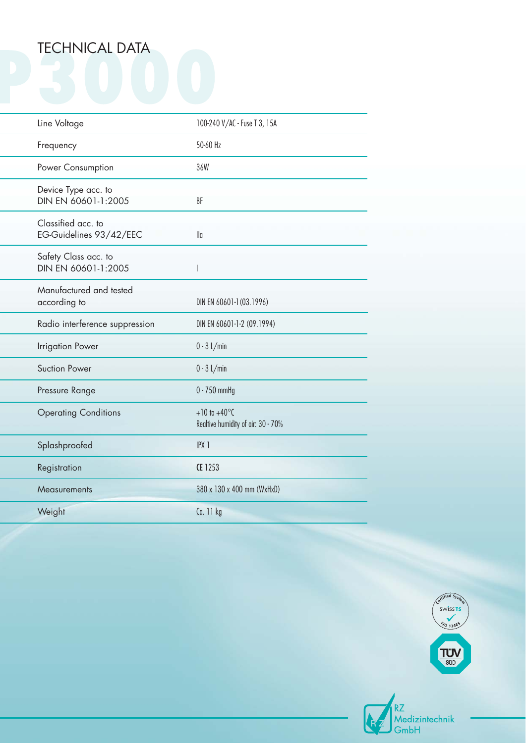# TECHNICAL DATA

| | |
|---|---|
| Line Voltage | 100-240 V/AC - Fuse T 3, 15A |
| Frequency | 50-60 Hz |
| Power Consumption | 36W |
| Device Type acc. to DIN EN 60601-1:2005 | BF |
| Classified acc. to EG-Guidelines 93/42/EEC | IIa |
| Safety Class acc. to DIN EN 60601-1:2005 | I |
| Manufactured and tested according to | DIN EN 60601-1 (03.1996) |
| Radio interference suppression | DIN EN 60601-1-2 (09.1994) |
| Irrigation Power | 0 - 3 L/min |
| Suction Power | 0 - 3 L/min |
| Pressure Range | 0 - 750 mmHg |
| Operating Conditions | +10 to +40°C<br>Realtive humidity of air: 30 - 70% |
| Splashproofed | IPX 1 |
| Registration | CE 1253 |
| Measurements | 380 x 130 x 400 mm (WxHxD) |
| Weight | Ca. 11 kg |

RZ Medizintechnik GmbH